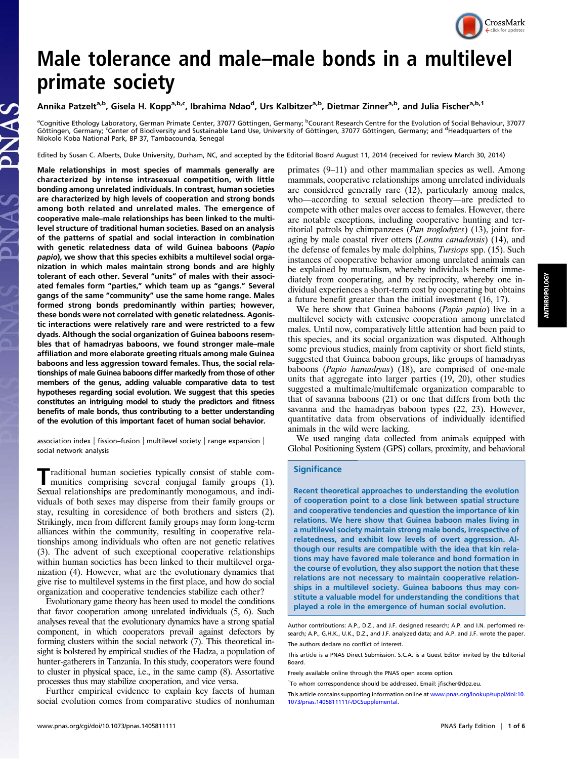# Male tolerance and male–male bonds in a multilevel primate society

Annika Patzelt[a,b], Gisela H. Kopp[a,b,c], Ibrahima Ndao[d], Urs Kalbitzer[a,b], Dietmar Zinner[a,b], and Julia Fischer[a,b,1]

[a]Cognitive Ethology Laboratory, German Primate Center, 37077 Göttingen, Germany; [b]Courant Research Centre for the Evolution of Social Behaviour, 37077 Göttingen, Germany; [c]Center of Biodiversity and Sustainable Land Use, University of Göttingen, 37077 Göttingen, Germany; and [d]Headquarters of the Niokolo Koba National Park, BP 37, Tambacounda, Senegal

Edited by Susan C. Alberts, Duke University, Durham, NC, and accepted by the Editorial Board August 11, 2014 (received for review March 30, 2014)

**Male relationships in most species of mammals generally are characterized by intense intrasexual competition, with little bonding among unrelated individuals. In contrast, human societies are characterized by high levels of cooperation and strong bonds among both related and unrelated males. The emergence of cooperative male–male relationships has been linked to the multilevel structure of traditional human societies. Based on an analysis of the patterns of spatial and social interaction in combination with genetic relatedness data of wild Guinea baboons (*Papio papio*), we show that this species exhibits a multilevel social organization in which males maintain strong bonds and are highly tolerant of each other. Several "units" of males with their associated females form "parties," which team up as "gangs." Several gangs of the same "community" use the same home range. Males formed strong bonds predominantly within parties; however, these bonds were not correlated with genetic relatedness. Agonistic interactions were relatively rare and were restricted to a few dyads. Although the social organization of Guinea baboons resembles that of hamadryas baboons, we found stronger male–male affiliation and more elaborate greeting rituals among male Guinea baboons and less aggression toward females. Thus, the social relationships of male Guinea baboons differ markedly from those of other members of the genus, adding valuable comparative data to test hypotheses regarding social evolution. We suggest that this species constitutes an intriguing model to study the predictors and fitness benefits of male bonds, thus contributing to a better understanding of the evolution of this important facet of human social behavior.**

association index | fission–fusion | multilevel society | range expansion | social network analysis

Traditional human societies typically consist of stable communities comprising several conjugal family groups (1). Sexual relationships are predominantly monogamous, and individuals of both sexes may disperse from their family groups or stay, resulting in coresidence of both brothers and sisters (2). Strikingly, men from different family groups may form long-term alliances within the community, resulting in cooperative relationships among individuals who often are not genetic relatives (3). The advent of such exceptional cooperative relationships within human societies has been linked to their multilevel organization (4). However, what are the evolutionary dynamics that give rise to multilevel systems in the first place, and how do social organization and cooperative tendencies stabilize each other?

Evolutionary game theory has been used to model the conditions that favor cooperation among unrelated individuals (5, 6). Such analyses reveal that the evolutionary dynamics have a strong spatial component, in which cooperators prevail against defectors by forming clusters within the social network (7). This theoretical insight is bolstered by empirical studies of the Hadza, a population of hunter-gatherers in Tanzania. In this study, cooperators were found to cluster in physical space, i.e., in the same camp (8). Assortative processes thus may stabilize cooperation, and vice versa.

Further empirical evidence to explain key facets of human social evolution comes from comparative studies of nonhuman primates (9–11) and other mammalian species as well. Among mammals, cooperative relationships among unrelated individuals are considered generally rare (12), particularly among males, who—according to sexual selection theory—are predicted to compete with other males over access to females. However, there are notable exceptions, including cooperative hunting and territorial patrols by chimpanzees (*Pan troglodytes*) (13), joint foraging by male coastal river otters (*Lontra canadensis*) (14), and the defense of females by male dolphins, *Tursiops* spp. (15). Such instances of cooperative behavior among unrelated animals can be explained by mutualism, whereby individuals benefit immediately from cooperating, and by reciprocity, whereby one individual experiences a short-term cost by cooperating but obtains a future benefit greater than the initial investment (16, 17).

We here show that Guinea baboons (*Papio papio*) live in a multilevel society with extensive cooperation among unrelated males. Until now, comparatively little attention had been paid to this species, and its social organization was disputed. Although some previous studies, mainly from captivity or short field stints, suggested that Guinea baboon groups, like groups of hamadryas baboons (*Papio hamadryas*) (18), are comprised of one-male units that aggregate into larger parties (19, 20), other studies suggested a multimale/multifemale organization comparable to that of savanna baboons (21) or one that differs from both the savanna and the hamadryas baboon types (22, 23). However, quantitative data from observations of individually identified animals in the wild were lacking.

We used ranging data collected from animals equipped with Global Positioning System (GPS) collars, proximity, and behavioral

## Significance

Recent theoretical approaches to understanding the evolution of cooperation point to a close link between spatial structure and cooperative tendencies and question the importance of kin relations. We here show that Guinea baboon males living in a multilevel society maintain strong male bonds, irrespective of relatedness, and exhibit low levels of overt aggression. Although our results are compatible with the idea that kin relations may have favored male tolerance and bond formation in the course of evolution, they also support the notion that these relations are not necessary to maintain cooperative relationships in a multilevel society. Guinea baboons thus may constitute a valuable model for understanding the conditions that played a role in the emergence of human social evolution.

Author contributions: A.P., D.Z., and J.F. designed research; A.P. and I.N. performed research; A.P., G.H.K., U.K., D.Z., and J.F. analyzed data; and A.P. and J.F. wrote the paper.

The authors declare no conflict of interest.

This article is a PNAS Direct Submission. S.C.A. is a Guest Editor invited by the Editorial Board.

Freely available online through the PNAS open access option.

[1]To whom correspondence should be addressed. Email: jfischer@dpz.eu.

This article contains supporting information online at www.pnas.org/lookup/suppl/doi:10.1073/pnas.1405811111/-/DCSupplemental.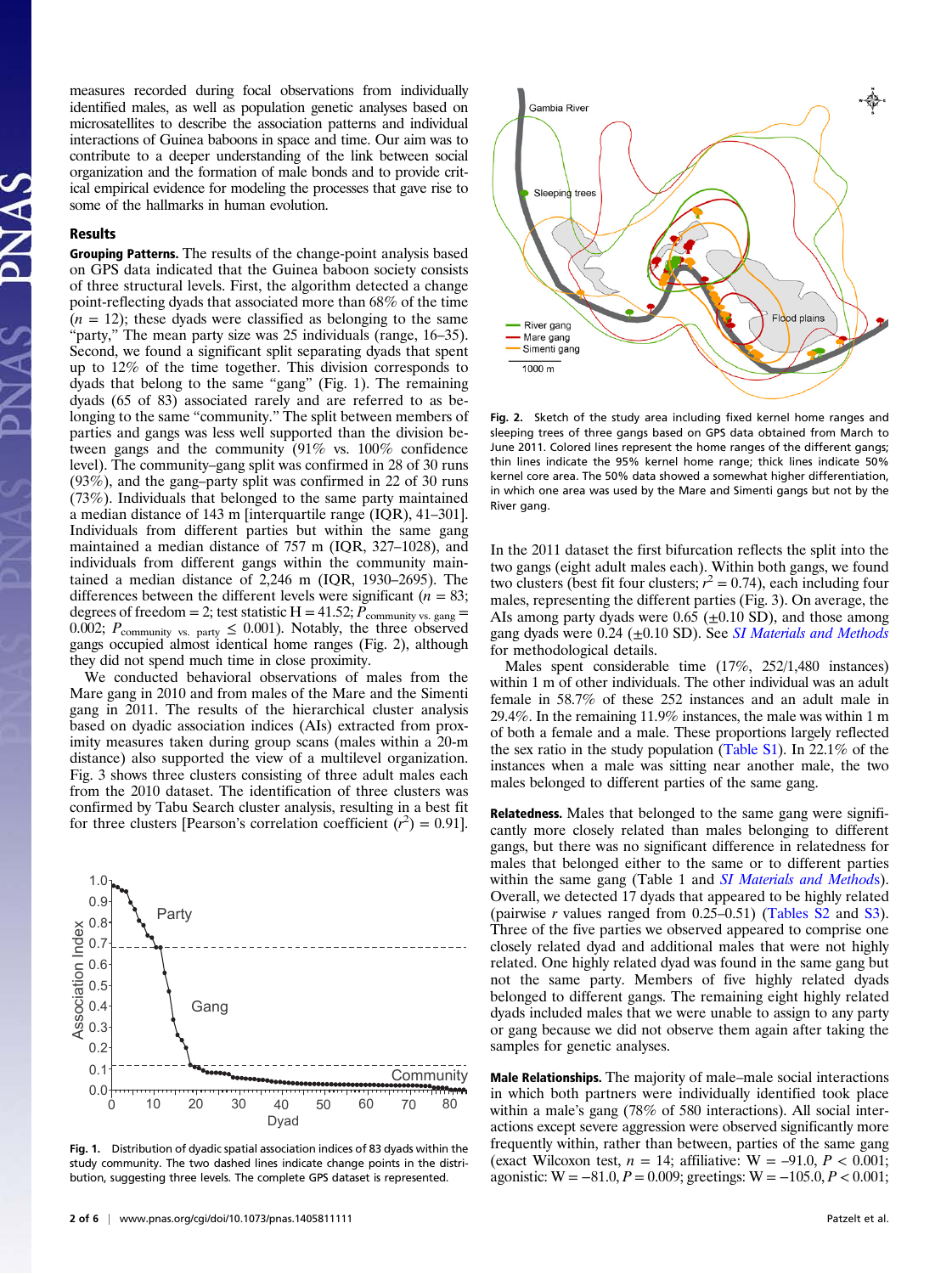measures recorded during focal observations from individually identified males, as well as population genetic analyses based on microsatellites to describe the association patterns and individual interactions of Guinea baboons in space and time. Our aim was to contribute to a deeper understanding of the link between social organization and the formation of male bonds and to provide critical empirical evidence for modeling the processes that gave rise to some of the hallmarks in human evolution.

## Results

**Grouping Patterns.** The results of the change-point analysis based on GPS data indicated that the Guinea baboon society consists of three structural levels. First, the algorithm detected a change point-reflecting dyads that associated more than 68% of the time ($n$ = 12); these dyads were classified as belonging to the same "party." The mean party size was 25 individuals (range, 16–35). Second, we found a significant split separating dyads that spent up to 12% of the time together. This division corresponds to dyads that belong to the same "gang" (Fig. 1). The remaining dyads (65 of 83) associated rarely and are referred to as belonging to the same "community." The split between members of parties and gangs was less well supported than the division between gangs and the community (91% vs. 100% confidence level). The community–gang split was confirmed in 28 of 30 runs (93%), and the gang–party split was confirmed in 22 of 30 runs (73%). Individuals that belonged to the same party maintained a median distance of 143 m [interquartile range (IQR), 41–301]. Individuals from different parties but within the same gang maintained a median distance of 757 m (IQR, 327–1028), and individuals from different gangs within the community maintained a median distance of 2,246 m (IQR, 1930–2695). The differences between the different levels were significant ($n$ = 83; degrees of freedom = 2; test statistic H = 41.52; $P_{\text{community vs. gang}}$ = 0.002; $P_{\text{community vs. party}} \leq 0.001$). Notably, the three observed gangs occupied almost identical home ranges (Fig. 2), although they did not spend much time in close proximity.

We conducted behavioral observations of males from the Mare gang in 2010 and from males of the Mare and the Simenti gang in 2011. The results of the hierarchical cluster analysis based on dyadic association indices (AIs) extracted from proximity measures taken during group scans (males within a 20-m distance) also supported the view of a multilevel organization. Fig. 3 shows three clusters consisting of three adult males each from the 2010 dataset. The identification of three clusters was confirmed by Tabu Search cluster analysis, resulting in a best fit for three clusters [Pearson's correlation coefficient ($r^2$) = 0.91].

Fig. 1. Distribution of dyadic spatial association indices of 83 dyads within the study community. The two dashed lines indicate change points in the distribution, suggesting three levels. The complete GPS dataset is represented.

Fig. 2. Sketch of the study area including fixed kernel home ranges and sleeping trees of the three gangs based on GPS data obtained from March to June 2011. Colored lines represent the home ranges of the different gangs; thin lines indicate the 95% kernel home range; thick lines indicate 50% kernel core area. The 50% data showed a somewhat higher differentiation, in which one area was used by the Mare and Simenti gangs but not by the River gang.

In the 2011 dataset the first bifurcation reflects the split into the two gangs (eight adult males each). Within both gangs, we found two clusters (best fit four clusters; $r^2$ = 0.74), each including four males, representing the different parties (Fig. 3). On average, the AIs among party dyads were 0.65 (±0.10 SD), and those among gang dyads were 0.24 (±0.10 SD). See *SI Materials and Methods* for methodological details.

Males spent considerable time (17%, 252/1,480 instances) within 1 m of other individuals. The other individual was an adult female in 58.7% of these 252 instances and an adult male in 29.4%. In the remaining 11.9% instances, the male was within 1 m of both a female and a male. These proportions largely reflected the sex ratio in the study population (Table S1). In 22.1% of the instances when a male was sitting near another male, the two males belonged to different parties of the same gang.

**Relatedness.** Males that belonged to the same gang were significantly more closely related than males belonging to different gangs, but there was no significant difference in relatedness for males that belonged either to the same or to different parties within the same gang (Table 1 and *SI Materials and Methods*). Overall, we detected 17 dyads that appeared to be highly related (pairwise $r$ values ranged from 0.25–0.51) (Tables S2 and S3). Three of the five parties we observed appeared to comprise one closely related dyad and additional males that were not highly related. One highly related dyad was found in the same gang but not the same party. Members of five highly related dyads belonged to different gangs. The remaining eight highly related dyads included males that we were unable to assign to any party or gang because we did not observe them again after taking the samples for genetic analyses.

**Male Relationships.** The majority of male–male social interactions in which both partners were individually identified took place within a male's gang (78% of 580 interactions). All social interactions except severe aggression were observed significantly more frequently within, rather than between, parties of the same gang (exact Wilcoxon test, $n$ = 14; affiliative: W = −91.0, $P$ < 0.001; agonistic: W = −81.0, $P$ = 0.009; greetings: W = −105.0, $P$ < 0.001;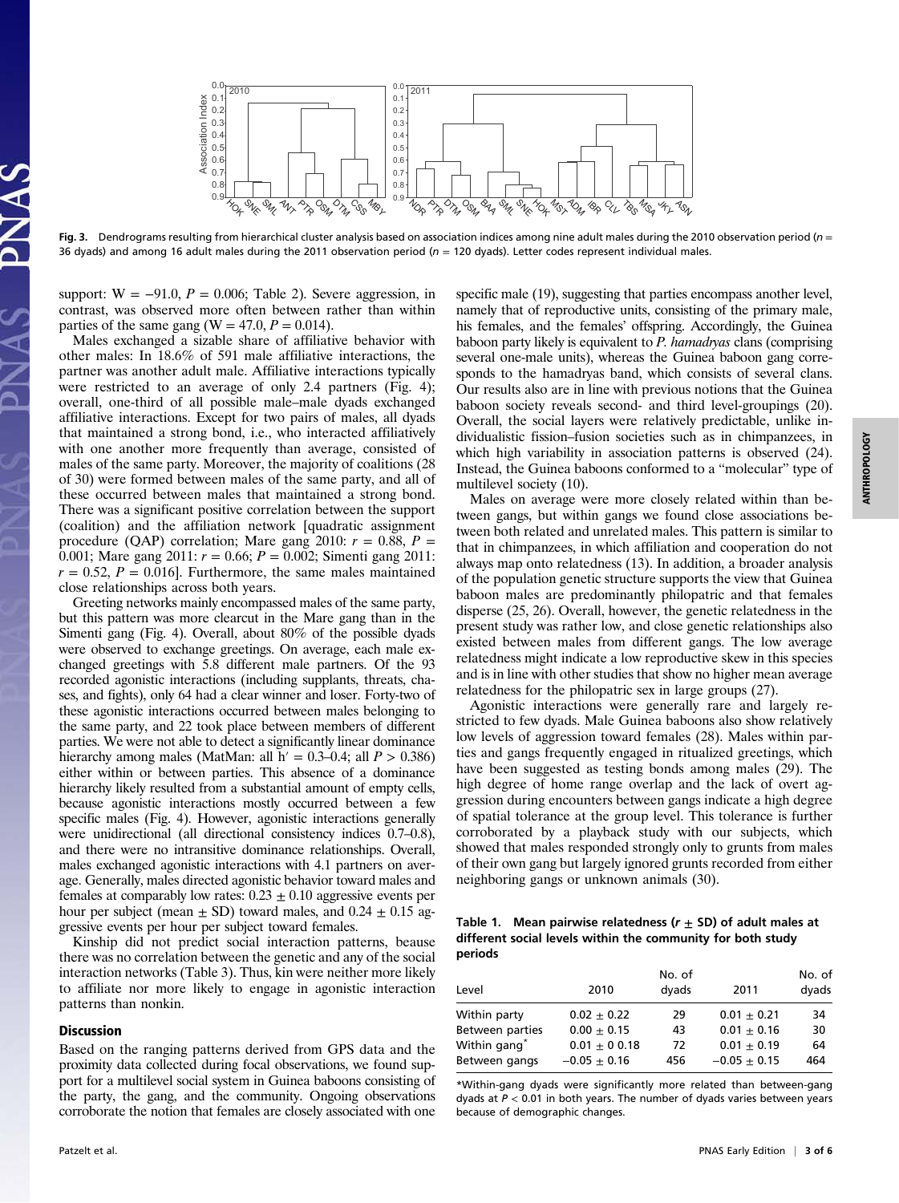Fig. 3. Dendrograms resulting from hierarchical cluster analysis based on association indices among nine adult males during the 2010 observation period ($n$ = 36 dyads) and among 16 adult males during the 2011 observation period ($n$ = 120 dyads). Letter codes represent individual males.

support: W = −91.0, $P$ = 0.006; Table 2). Severe aggression, in contrast, was observed more often between rather than within parties of the same gang (W = 47.0, $P$ = 0.014).

Males exchanged a sizable share of affiliative behavior with other males: In 18.6% of 591 male affiliative interactions, the partner was another adult male. Affiliative interactions typically were restricted to an average of only 2.4 partners (Fig. 4); overall, one-third of all possible male–male dyads exchanged affiliative interactions. Except for two pairs of males, all dyads that maintained a strong bond, i.e., who interacted affiliatively with one another more frequently than average, consisted of males of the same party. Moreover, the majority of coalitions (28 of 30) were formed between males of the same party, and all of these occurred between males that maintained a strong bond. There was a significant positive correlation between the support (coalition) and the affiliation network [quadratic assignment procedure (QAP) correlation; Mare gang 2010: $r$ = 0.88, $P$ = 0.001; Mare gang 2011: $r$ = 0.66; $P$ = 0.002; Simenti gang 2011: $r$ = 0.52, $P$ = 0.016]. Furthermore, the same males maintained close relationships across both years.

Greeting networks mainly encompassed males of the same party, but this pattern was more clearcut in the Mare gang than in the Simenti gang (Fig. 4). Overall, about 80% of the possible dyads were observed to exchange greetings. On average, each male exchanged greetings with 5.8 different male partners. Of the 93 recorded agonistic interactions (including supplants, threats, chases, and fights), only 64 had a clear winner and loser. Forty-two of these agonistic interactions occurred between males belonging to the same party, and 22 took place between members of different parties. We were not able to detect a significantly linear dominance hierarchy among males (MatMan: all h′ = 0.3–0.4; all $P$ > 0.386) either within or between parties. This absence of a dominance hierarchy likely resulted from a substantial amount of empty cells, because agonistic interactions mostly occurred between a few specific males (Fig. 4). However, agonistic interactions generally were unidirectional (all directional consistency indices 0.7–0.8), and there were no intransitive dominance relationships. Overall, males exchanged agonistic interactions with 4.1 partners on average. Generally, males directed agonistic behavior toward males and females at comparably low rates: 0.23 ± 0.10 aggressive events per hour per subject (mean ± SD) toward males, and 0.24 ± 0.15 aggressive events per hour per subject toward females.

Kinship did not predict social interaction patterns, beause there was no correlation between the genetic and any of the social interaction networks (Table 3). Thus, kin were neither more likely to affiliate nor more likely to engage in agonistic interaction patterns than nonkin.

## Discussion

Based on the ranging patterns derived from GPS data and the proximity data collected during focal observations, we found support for a multilevel social system in Guinea baboons consisting of the party, the gang, and the community. Ongoing observations corroborate the notion that females are closely associated with one specific male (19), suggesting that parties encompass another level, namely that of reproductive units, consisting of the primary male, his females, and the females' offspring. Accordingly, the Guinea baboon party likely is equivalent to *P. hamadryas* clans (comprising several one-male units), whereas the Guinea baboon gang corresponds to the hamadryas band, which consists of several clans. Our results also are in line with previous notions that the Guinea baboon society reveals second- and third level-groupings (20). Overall, the social layers were relatively predictable, unlike individualistic fission–fusion societies such as in chimpanzees, in which high variability in association patterns is observed (24). Instead, the Guinea baboons conformed to a "molecular" type of multilevel society (10).

Males on average were more closely related within than between gangs, but within gangs we found close associations between both related and unrelated males. This pattern is similar to that in chimpanzees, in which affiliation and cooperation do not always map onto relatedness (13). In addition, a broader analysis of the population genetic structure supports the view that Guinea baboon males are predominantly philopatric and that females disperse (25, 26). Overall, however, the genetic relatedness in the present study was rather low, and close genetic relationships also existed between males from different gangs. The low average relatedness might indicate a low reproductive skew in this species and is in line with other studies that show no higher mean average relatedness for the philopatric sex in large groups (27).

Agonistic interactions were generally rare and largely restricted to few dyads. Male Guinea baboons also show relatively low levels of aggression toward females (28). Males within parties and gangs frequently engaged in ritualized greetings, which have been suggested as testing bonds among males (29). The high degree of home range overlap and the lack of overt aggression during encounters between gangs indicate a high degree of spatial tolerance at the group level. This tolerance is further corroborated by a playback study with our subjects, which showed that males responded strongly only to grunts from males of their own gang but largely ignored grunts recorded from either neighboring gangs or unknown animals (30).

**Table 1. Mean pairwise relatedness ($r$ ± SD) of adult males at different social levels within the community for both study periods**

| Level | 2010 | No. of dyads | 2011 | No. of dyads |
|---|---|---|---|---|
| Within party | 0.02 ± 0.22 | 29 | 0.01 ± 0.21 | 34 |
| Between parties | 0.00 ± 0.15 | 43 | 0.01 ± 0.16 | 30 |
| Within gang* | 0.01 ± 0 0.18 | 72 | 0.01 ± 0.19 | 64 |
| Between gangs | −0.05 ± 0.16 | 456 | −0.05 ± 0.15 | 464 |

*Within-gang dyads were significantly more related than between-gang dyads at $P$ < 0.01 in both years. The number of dyads varies between years because of demographic changes.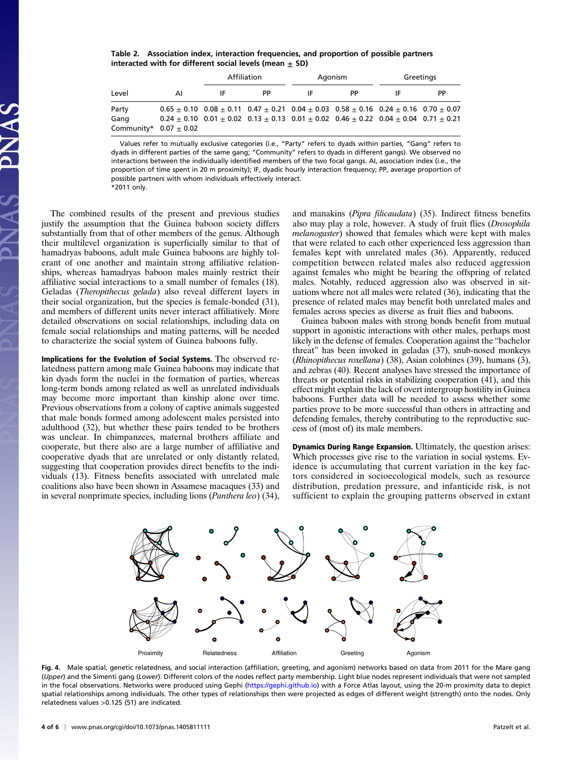**Table 2. Association index, interaction frequencies, and proportion of possible partners interacted with for different social levels (mean ± SD)**

| Level | AI | Affiliation | | Agonism | | Greetings | |
|---|---|---|---|---|---|---|---|
| | | IF | PP | IF | PP | IF | PP |
| Party | 0.65 ± 0.10 | 0.08 ± 0.11 | 0.47 ± 0.21 | 0.04 ± 0.03 | 0.58 ± 0.16 | 0.24 ± 0.16 | 0.70 ± 0.07 |
| Gang | 0.24 ± 0.10 | 0.01 ± 0.02 | 0.13 ± 0.13 | 0.01 ± 0.02 | 0.46 ± 0.22 | 0.04 ± 0.04 | 0.71 ± 0.21 |
| Community* | 0.07 ± 0.02 | | | | | | |

Values refer to mutually exclusive categories (i.e., "Party" refers to dyads within parties, "Gang" refers to dyads in different parties of the same gang; "Community" refers to dyads in different gangs). We observed no interactions between the individually identified members of the two focal gangs. AI, association index (i.e., the proportion of time spent in 20 m proximity); IF, dyadic hourly interaction frequency; PP, average proportion of possible partners with whom individuals effectively interact.
*2011 only.

The combined results of the present and previous studies justify the assumption that the Guinea baboon society differs substantially from that of other members of the genus. Although their multilevel organization is superficially similar to that of hamadryas baboons, adult male Guinea baboons are highly tolerant of one another and maintain strong affiliative relationships, whereas hamadryas baboon males mainly restrict their affiliative social interactions to a small number of females (18). Geladas (*Theropithecus gelada*) also reveal different layers in their social organization, but the species is female-bonded (31), and members of different units never interact affiliatively. More detailed observations on social relationships, including data on female social relationships and mating patterns, will be needed to characterize the social system of Guinea baboons fully.

**Implications for the Evolution of Social Systems.** The observed relatedness pattern among male Guinea baboons may indicate that kin dyads form the nuclei in the formation of parties, whereas long-term bonds among related as well as unrelated individuals may become more important than kinship alone over time. Previous observations from a colony of captive animals suggested that male bonds formed among adolescent males persisted into adulthood (32), but whether these pairs tended to be brothers was unclear. In chimpanzees, maternal brothers affiliate and cooperate, but there also are a large number of affiliative and cooperative dyads that are unrelated or only distantly related, suggesting that cooperation provides direct benefits to the individuals (13). Fitness benefits associated with unrelated male coalitions also have been shown in Assamese macaques (33) and in several nonprimate species, including lions (*Panthera leo*) (34), and manakins (*Pipra filicaudata*) (35). Indirect fitness benefits also may play a role, however. A study of fruit flies (*Drosophila melanogaster*) showed that females which were kept with males that were related to each other experienced less aggression than females kept with unrelated males (36). Apparently, reduced competition between related males also reduced aggression against females who might be bearing the offspring of related males. Notably, reduced aggression also was observed in situations where not all males were related (36), indicating that the presence of related males may benefit both unrelated males and females across species as diverse as fruit flies and baboons.

Guinea baboon males with strong bonds benefit from mutual support in agonistic interactions with other males, perhaps most likely in the defense of females. Cooperation against the "bachelor threat" has been invoked in geladas (37), snub-nosed monkeys (*Rhinopithecus roxellana*) (38), Asian colobines (39), humans (3), and zebras (40). Recent analyses have stressed the importance of threats or potential risks in stabilizing cooperation (41), and this effect might explain the lack of overt intergroup hostility in Guinea baboons. Further data will be needed to assess whether some parties prove to be more successful than others in attracting and defending females, thereby contributing to the reproductive success of (most of) its male members.

**Dynamics During Range Expansion.** Ultimately, the question arises: Which processes give rise to the variation in social systems. Evidence is accumulating that current variation in the key factors considered in socioecological models, such as resource distribution, predation pressure, and infanticide risk, is not sufficient to explain the grouping patterns observed in extant

Proximity Relatedness Affiliation Greeting Agonism

**Fig. 4.** Male spatial, genetic relatedness, and social interaction (affiliation, greeting, and agonism) networks based on data from 2011 for the Mare gang (*Upper*) and the Simenti gang (*Lower*). Different colors of the nodes reflect party membership. Light blue nodes represent individuals that were not sampled in the focal observations. Networks were produced using Gephi (https://gephi.github.io) with a Force Atlas layout, using the 20-m proximity data to depict spatial relationships among individuals. The other types of relationships then were projected as edges of different weight (strength) onto the nodes. Only relatedness values >0.125 (51) are indicated.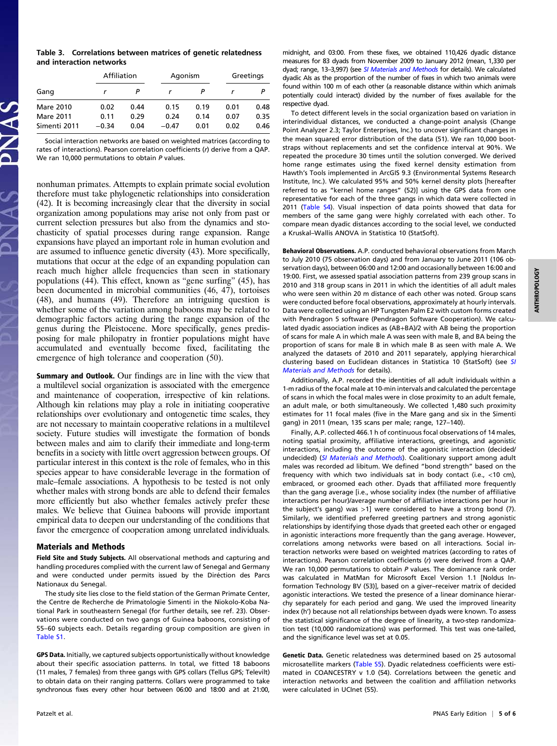**Table 3. Correlations between matrices of genetic relatedness and interaction networks**

| Gang | Affiliation | | Agonism | | Greetings | |
|---|---|---|---|---|---|---|
| | $r$ | $P$ | $r$ | $P$ | $r$ | $P$ |
| Mare 2010 | 0.02 | 0.44 | 0.15 | 0.19 | 0.01 | 0.48 |
| Mare 2011 | 0.11 | 0.29 | 0.24 | 0.14 | 0.07 | 0.35 |
| Simenti 2011 | −0.34 | 0.04 | −0.47 | 0.01 | 0.02 | 0.46 |

Social interaction networks are based on weighted matrices (according to rates of interactions). Pearson correlation coefficients ($r$) derive from a QAP. We ran 10,000 permutations to obtain $P$ values.

nonhuman primates. Attempts to explain primate social evolution therefore must take phylogenetic relationships into consideration (42). It is becoming increasingly clear that the diversity in social organization among populations may arise not only from past or current selection pressures but also from the dynamics and stochasticity of spatial processes during range expansion. Range expansions have played an important role in human evolution and are assumed to influence genetic diversity (43). More specifically, mutations that occur at the edge of an expanding population can reach much higher allele frequencies than seen in stationary populations (44). This effect, known as "gene surfing" (45), has been documented in microbial communities (46, 47), tortoises (48), and humans (49). Therefore an intriguing question is whether some of the variation among baboons may be related to demographic factors acting during the range expansion of the genus during the Pleistocene. More specifically, genes predisposing for male philopatry in frontier populations might have accumulated and eventually become fixed, facilitating the emergence of high tolerance and cooperation (50).

**Summary and Outlook.** Our findings are in line with the view that a multilevel social organization is associated with the emergence and maintenance of cooperation, irrespective of kin relations. Although kin relations may play a role in initiating cooperative relationships over evolutionary and ontogenetic time scales, they are not necessary to maintain cooperative relations in a multilevel society. Future studies will investigate the formation of bonds between males and aim to clarify their immediate and long-term benefits in a society with little overt aggression between groups. Of particular interest in this context is the role of females, who in this species appear to have considerable leverage in the formation of male–female associations. A hypothesis to be tested is not only whether males with strong bonds are able to defend their females more efficiently but also whether females actively prefer these males. We believe that Guinea baboons will provide important empirical data to deepen our understanding of the conditions that favor the emergence of cooperation among unrelated individuals.

## Materials and Methods

**Field Site and Study Subjects.** All observational methods and capturing and handling procedures complied with the current law of Senegal and Germany and were conducted under permits issued by the Diréction des Parcs Nationaux du Senegal.

The study site lies close to the field station of the German Primate Center, the Centre de Recherche de Primatologie Simenti in the Niokolo-Koba National Park in southeastern Senegal (for further details, see ref. 23). Observations were conducted on two gangs of Guinea baboons, consisting of 55–60 subjects each. Details regarding group composition are given in Table S1.

**GPS Data.** Initially, we captured subjects opportunistically without knowledge about their specific association patterns. In total, we fitted 18 baboons (11 males, 7 females) from three gangs with GPS collars (Tellus GPS; Televilt) to obtain data on their ranging patterns. Collars were programmed to take synchronous fixes every other hour between 06:00 and 18:00 and at 21:00, midnight, and 03:00. From these fixes, we obtained 110,426 dyadic distance measures for 83 dyads from November 2009 to January 2012 (mean, 1,330 per dyad; range, 13–3,997) (see *SI Materials and Methods* for details). We calculated dyadic AIs as the proportion of the number of fixes in which two animals were found within 100 m of each other (a reasonable distance within which animals potentially could interact) divided by the number of fixes available for the respective dyad.

To detect different levels in the social organization based on variation in interindividual distances, we conducted a change-point analysis (Change Point Analyzer 2.3; Taylor Enterprises, Inc.) to uncover significant changes in the mean squared error distribution of the data (51). We ran 10,000 bootstraps without replacements and set the confidence interval at 90%. We repeated the procedure 30 times until the solution converged. We derived home range estimates using the fixed kernel density estimation from Hawth's Tools implemented in ArcGIS 9.3 (Environmental Systems Research Institute, Inc.). We calculated 95% and 50% kernel density plots [hereafter referred to as "kernel home ranges" (52)] using the GPS data from one representative for each of the three gangs in which data were collected in 2011 (Table S4). Visual inspection of data points showed that data for members of the same gang were highly correlated with each other. To compare mean dyadic distances according to the social level, we conducted a Kruskal–Wallis ANOVA in Statistica 10 (StatSoft).

**Behavioral Observations.** A.P. conducted behavioral observations from March to July 2010 (75 observation days) and from January to June 2011 (106 observation days), between 06:00 and 12:00 and occasionally between 16:00 and 19:00. First, we assessed spatial association patterns from 239 group scans in 2010 and 318 group scans in 2011 in which the identities of all adult males who were seen within 20 m distance of each other was noted. Group scans were conducted before focal observations, approximately at hourly intervals. Data were collected using an HP Tungsten Palm E2 with custom forms created with Pendragon 5 software (Pendragon Software Cooperation). We calculated dyadic association indices as (AB+BA)/2 with AB being the proportion of scans for male A in which male A was seen with male B, and BA being the proportion of scans for male B in which male B as seen with male A. We analyzed the datasets of 2010 and 2011 separately, applying hierarchical clustering based on Euclidean distances in Statistica 10 (StatSoft) (see *SI Materials and Methods* for details).

Additionally, A.P. recorded the identities of all adult individuals within a 1-m radius of the focal male at 10-min intervals and calculated the percentage of scans in which the focal males were in close proximity to an adult female, an adult male, or both simultaneously. We collected 1,480 such proximity estimates for 11 focal males (five in the Mare gang and six in the Simenti gang) in 2011 (mean, 135 scans per male; range, 127–140).

Finally, A.P. collected 466.1 h of continuous focal observations of 14 males, noting spatial proximity, affiliative interactions, greetings, and agonistic interactions, including the outcome of the agonistic interaction (decided/undecided) (*SI Materials and Methods*). Coalitionary support among adult males was recorded ad libitum. We defined "bond strength" based on the frequency with which two individuals sat in body contact (i.e., <10 cm), embraced, or groomed each other. Dyads that affiliated more frequently than the gang average [i.e., whose sociality index (the number of affiliative interactions per hour)/average number of affiliative interactions per hour in the subject's gang) was >1] were considered to have a strong bond (7). Similarly, we identified preferred greeting partners and strong agonistic relationships by identifying those dyads that greeted each other or engaged in agonistic interactions more frequently than the gang average. However, correlations among networks were based on all interactions. Social interaction networks were based on weighted matrices (according to rates of interactions). Pearson correlation coefficients ($r$) were derived from a QAP. We ran 10,000 permutations to obtain $P$ values. The dominance rank order was calculated in MatMan for Microsoft Excel Version 1.1 [Noldus Information Technology BV (53)], based on a giver–receiver matrix of decided agonistic interactions. We tested the presence of a linear dominance hierarchy separately for each period and gang. We used the improved linearity index ($h'$) because not all relationships between dyads were known. To assess the statistical significance of the degree of linearity, a two-step randomization test (10,000 randomizations) was performed. This test was one-tailed, and the significance level was set at 0.05.

**Genetic Data.** Genetic relatedness was determined based on 25 autosomal microsatellite markers (Table S5). Dyadic relatedness coefficients were estimated in COANCESTRY v 1.0 (54). Correlations between the genetic and interaction networks and between the coalition and affiliation networks were calculated in UCInet (55).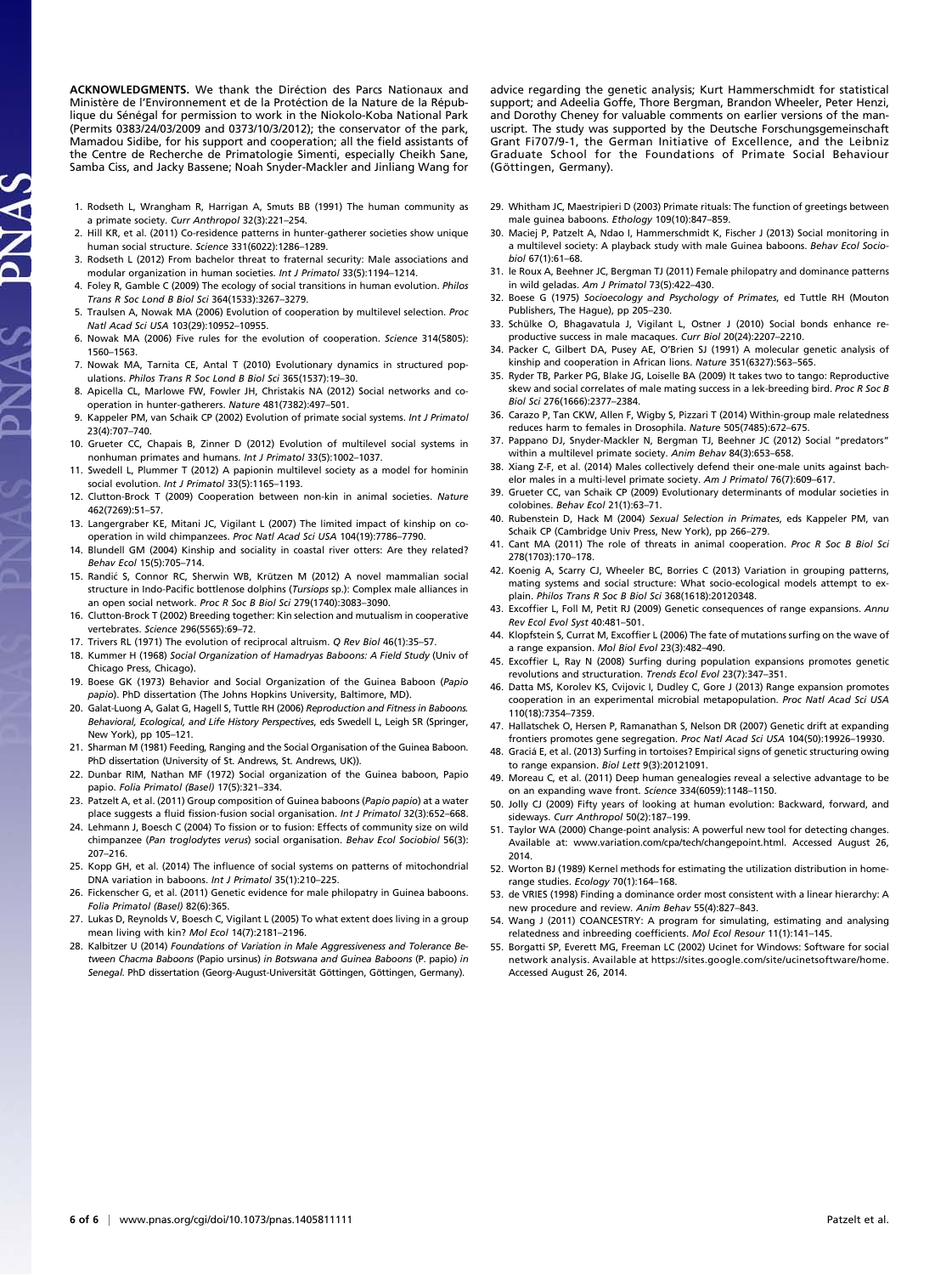**ACKNOWLEDGMENTS.** We thank the Diréction des Parcs Nationaux and Ministère de l'Environnement et de la Protéction de la Nature de la République du Sénégal for permission to work in the Niokolo-Koba National Park (Permits 0383/24/03/2009 and 0373/10/3/2012); the conservator of the park, Mamadou Sidibe, for his support and cooperation; all the field assistants of the Centre de Recherche de Primatologie Simenti, especially Cheikh Sane, Samba Ciss, and Jacky Bassene; Noah Snyder-Mackler and Jinliang Wang for advice regarding the genetic analysis; Kurt Hammerschmidt for statistical support; and Adeelia Goffe, Thore Bergman, Brandon Wheeler, Peter Henzi, and Dorothy Cheney for valuable comments on earlier versions of the manuscript. The study was supported by the Deutsche Forschungsgemeinschaft Grant Fi707/9-1, the German Initiative of Excellence, and the Leibniz Graduate School for the Foundations of Primate Social Behaviour (Göttingen, Germany).

1. Rodseth L, Wrangham R, Harrigan A, Smuts BB (1991) The human community as a primate society. *Curr Anthropol* 32(3):221–254.
2. Hill KR, et al. (2011) Co-residence patterns in hunter-gatherer societies show unique human social structure. *Science* 331(6022):1286–1289.
3. Rodseth L (2012) From bachelor threat to fraternal security: Male associations and modular organization in human societies. *Int J Primatol* 33(5):1194–1214.
4. Foley R, Gamble C (2009) The ecology of social transitions in human evolution. *Philos Trans R Soc Lond B Biol Sci* 364(1533):3267–3279.
5. Traulsen A, Nowak MA (2006) Evolution of cooperation by multilevel selection. *Proc Natl Acad Sci USA* 103(29):10952–10955.
6. Nowak MA (2006) Five rules for the evolution of cooperation. *Science* 314(5805): 1560–1563.
7. Nowak MA, Tarnita CE, Antal T (2010) Evolutionary dynamics in structured populations. *Philos Trans R Soc Lond B Biol Sci* 365(1537):19–30.
8. Apicella CL, Marlowe FW, Fowler JH, Christakis NA (2012) Social networks and cooperation in hunter-gatherers. *Nature* 481(7382):497–501.
9. Kappeler PM, van Schaik CP (2002) Evolution of primate social systems. *Int J Primatol* 23(4):707–740.
10. Grueter CC, Chapais B, Zinner D (2012) Evolution of multilevel social systems in nonhuman primates and humans. *Int J Primatol* 33(5):1002–1037.
11. Swedell L, Plummer T (2012) A papionin multilevel society as a model for hominin social evolution. *Int J Primatol* 33(5):1165–1193.
12. Clutton-Brock T (2009) Cooperation between non-kin in animal societies. *Nature* 462(7269):51–57.
13. Langergraber KE, Mitani JC, Vigilant L (2007) The limited impact of kinship on cooperation in wild chimpanzees. *Proc Natl Acad Sci USA* 104(19):7786–7790.
14. Blundell GM (2004) Kinship and sociality in coastal river otters: Are they related? *Behav Ecol* 15(5):705–714.
15. Randić S, Connor RC, Sherwin WB, Krützen M (2012) A novel mammalian social structure in Indo-Pacific bottlenose dolphins (*Tursiops* sp.): Complex male alliances in an open social network. *Proc R Soc B Biol Sci* 279(1740):3083–3090.
16. Clutton-Brock T (2002) Breeding together: Kin selection and mutualism in cooperative vertebrates. *Science* 296(5565):69–72.
17. Trivers RL (1971) The evolution of reciprocal altruism. *Q Rev Biol* 46(1):35–57.
18. Kummer H (1968) *Social Organization of Hamadryas Baboons: A Field Study* (Univ of Chicago Press, Chicago).
19. Boese GK (1973) Behavior and Social Organization of the Guinea Baboon (*Papio papio*). PhD dissertation (The Johns Hopkins University, Baltimore, MD).
20. Galat-Luong A, Galat G, Hagell S, Tuttle RH (2006) *Reproduction and Fitness in Baboons. Behavioral, Ecological, and Life History Perspectives*, eds Swedell L, Leigh SR (Springer, New York), pp 105–121.
21. Sharman M (1981) Feeding, Ranging and the Social Organisation of the Guinea Baboon. PhD dissertation (Univ of St. Andrews, St. Andrews, UK)).
22. Dunbar RIM, Nathan MF (1972) Social organization of the Guinea baboon, Papio papio. *Folia Primatol (Basel)* 17(5):321–334.
23. Patzelt A, et al. (2011) Group composition of Guinea baboons (*Papio papio*) at a water place suggests a fluid fission-fusion social organisation. *Int J Primatol* 32(3):652–668.
24. Lehmann J, Boesch C (2004) To fission or to fusion: Effects of community size on wild chimpanzee (*Pan troglodytes verus*) social organisation. *Behav Ecol Sociobiol* 56(3): 207–216.
25. Kopp GH, et al. (2014) The influence of social systems on patterns of mitochondrial DNA variation in baboons. *Int J Primatol* 35(1):210–225.
26. Fickenscher G, et al. (2011) Genetic evidence for male philopatry in Guinea baboons. *Folia Primatol (Basel)* 82(6):365.
27. Lukas D, Reynolds V, Boesch C, Vigilant L (2005) To what extent does living in a group mean living with kin? *Mol Ecol* 14(7):2181–2196.
28. Kalbitzer U (2014) *Foundations of Variation in Male Aggressiveness and Tolerance Between Chacma Baboons* (Papio ursinus) *in Botswana and Guinea Baboons* (P. papio) *in Senegal.* PhD dissertation (Georg-August-Universität Göttingen, Göttingen, Germany).
29. Whitham JC, Maestripieri D (2003) Primate rituals: The function of greetings between male guinea baboons. *Ethology* 109(10):847–859.
30. Maciej P, Patzelt A, Ndao I, Hammerschmidt K, Fischer J (2013) Social monitoring in a multilevel society: A playback study with male Guinea baboons. *Behav Ecol Sociobiol* 67(1):61–68.
31. le Roux A, Beehner JC, Bergman TJ (2011) Female philopatry and dominance patterns in wild geladas. *Am J Primatol* 73(5):422–430.
32. Boese G (1975) *Socioecology and Psychology of Primates*, ed Tuttle RH (Mouton Publishers, The Hague), pp 205–230.
33. Schülke O, Bhagavatula J, Vigilant L, Ostner J (2010) Social bonds enhance reproductive success in male macaques. *Curr Biol* 20(24):2207–2210.
34. Packer C, Gilbert DA, Pusey AE, O'Brien SJ (1991) A molecular genetic analysis of kinship and cooperation in African lions. *Nature* 351(6327):563–565.
35. Ryder TB, Parker PG, Blake JG, Loiselle BA (2009) It takes two to tango: Reproductive skew and social correlates of male mating success in a lek-breeding bird. *Proc R Soc B Biol Sci* 276(1666):2377–2384.
36. Carazo P, Tan CKW, Allen F, Wigby S, Pizzari T (2014) Within-group male relatedness reduces harm to females in Drosophila. *Nature* 505(7485):672–675.
37. Pappano DJ, Snyder-Mackler N, Bergman TJ, Beehner JC (2012) Social "predators" within a multilevel primate society. *Anim Behav* 84(3):653–658.
38. Xiang Z-F, et al. (2014) Males collectively defend their one-male units against bachelor males in a multi-level primate society. *Am J Primatol* 76(7):609–617.
39. Grueter CC, van Schaik CP (2009) Evolutionary determinants of modular societies in colobines. *Behav Ecol* 21(1):63–71.
40. Rubenstein D, Hack M (2004) *Sexual Selection in Primates*, eds Kappeler PM, van Schaik CP (Cambridge Univ Press, New York), pp 266–279.
41. Cant MA (2011) The role of threats in animal cooperation. *Proc R Soc B Biol Sci* 278(1703):170–178.
42. Koenig A, Scarry CJ, Wheeler BC, Borries C (2013) Variation in grouping patterns, mating systems and social structure: What socio-ecological models attempt to explain. *Philos Trans R Soc B Biol Sci* 368(1618):20120348.
43. Excoffier L, Foll M, Petit RJ (2009) Genetic consequences of range expansions. *Annu Rev Ecol Evol Syst* 40:481–501.
44. Klopfstein S, Currat M, Excoffier L (2006) The fate of mutations surfing on the wave of a range expansion. *Mol Biol Evol* 23(3):482–490.
45. Excoffier L, Ray N (2008) Surfing during population expansions promotes genetic revolutions and structuration. *Trends Ecol Evol* 23(7):347–351.
46. Datta MS, Korolev KS, Cvijovic I, Dudley C, Gore J (2013) Range expansion promotes cooperation in an experimental microbial metapopulation. *Proc Natl Acad Sci USA* 110(18):7354–7359.
47. Hallatschek O, Hersen P, Ramanathan S, Nelson DR (2007) Genetic drift at expanding frontiers promotes gene segregation. *Proc Natl Acad Sci USA* 104(50):19926–19930.
48. Graciá E, et al. (2013) Surfing in tortoises? Empirical signs of genetic structuring owing to range expansion. *Biol Lett* 9(3):20121091.
49. Moreau C, et al. (2011) Deep human genealogies reveal a selective advantage to be on an expanding wave front. *Science* 334(6059):1148–1150.
50. Jolly CJ (2009) Fifty years of looking at human evolution: Backward, forward, and sideways. *Curr Anthropol* 50(2):187–199.
51. Taylor WA (2000) Change-point analysis: A powerful new tool for detecting changes. Available at: www.variation.com/cpa/tech/changepoint.html. Accessed August 26, 2014.
52. Worton BJ (1989) Kernel methods for estimating the utilization distribution in home-range studies. *Ecology* 70(1):164–168.
53. de VRIES (1998) Finding a dominance order most consistent with a linear hierarchy: A new procedure and review. *Anim Behav* 55(4):827–843.
54. Wang J (2011) COANCESTRY: A program for simulating, estimating and analysing relatedness and inbreeding coefficients. *Mol Ecol Resour* 11(1):141–145.
55. Borgatti SP, Everett MG, Freeman LC (2002) Ucinet for Windows: Software for social network analysis. Available at https://sites.google.com/site/ucinetsoftware/home. Accessed August 26, 2014.